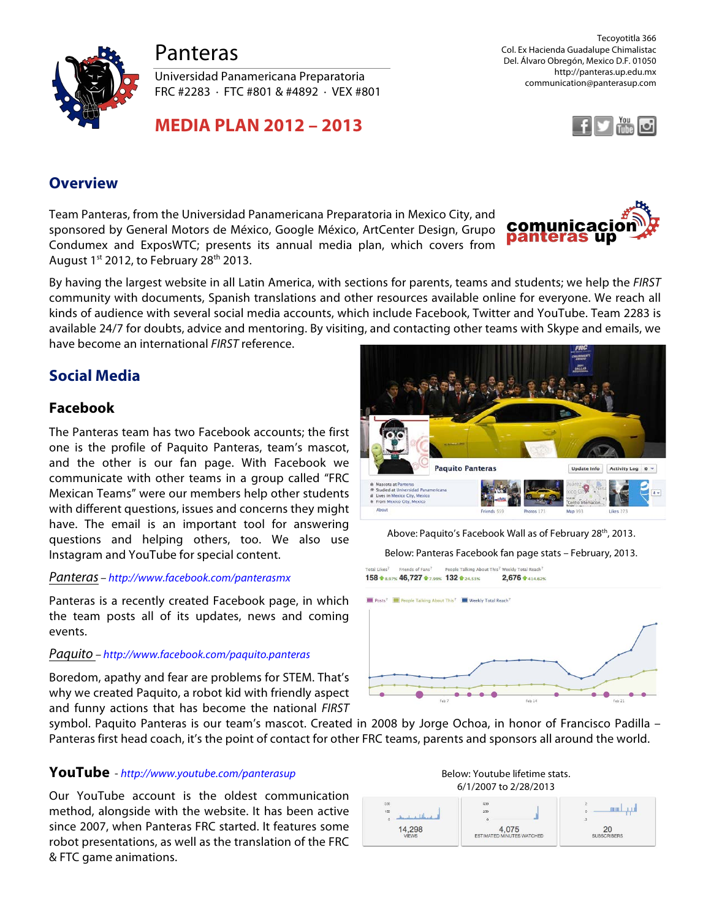# Panteras

Universidad Panamericana Preparatoria
FRC #2283 · FTC #801 & #4892 · VEX #801

Tecoyotitla 366
Col. Ex Hacienda Guadalupe Chimalistac
Del. Álvaro Obregón, Mexico D.F. 01050
http://panteras.up.edu.mx
communication@panterasup.com

## MEDIA PLAN 2012 – 2013

## Overview

Team Panteras, from the Universidad Panamericana Preparatoria in Mexico City, and sponsored by General Motors de México, Google México, ArtCenter Design, Grupo Condumex and ExposWTC; presents its annual media plan, which covers from August 1st 2012, to February 28th 2013.

By having the largest website in all Latin America, with sections for parents, teams and students; we help the *FIRST* community with documents, Spanish translations and other resources available online for everyone. We reach all kinds of audience with several social media accounts, which include Facebook, Twitter and YouTube. Team 2283 is available 24/7 for doubts, advice and mentoring. By visiting, and contacting other teams with Skype and emails, we have become an international *FIRST* reference.

## Social Media

### Facebook

The Panteras team has two Facebook accounts; the first one is the profile of Paquito Panteras, team's mascot, and the other is our fan page. With Facebook we communicate with other teams in a group called "FRC Mexican Teams" were our members help other students with different questions, issues and concerns they might have. The email is an important tool for answering questions and helping others, too. We also use Instagram and YouTube for special content.

Above: Paquito's Facebook Wall as of February 28th, 2013.

Below: Panteras Facebook fan page stats – February, 2013.

*Panteras* – *http://www.facebook.com/panterasmx*

Panteras is a recently created Facebook page, in which the team posts all of its updates, news and coming events.

*Paquito* – *http://www.facebook.com/paquito.panteras*

Boredom, apathy and fear are problems for STEM. That's why we created Paquito, a robot kid with friendly aspect and funny actions that has become the national *FIRST* symbol. Paquito Panteras is our team's mascot. Created in 2008 by Jorge Ochoa, in honor of Francisco Padilla – Panteras first head coach, it's the point of contact for other FRC teams, parents and sponsors all around the world.

### YouTube - *http://www.youtube.com/panterasup*

Our YouTube account is the oldest communication method, alongside with the website. It has been active since 2007, when Panteras FRC started. It features some robot presentations, as well as the translation of the FRC & FTC game animations.

Below: Youtube lifetime stats. 6/1/2007 to 2/28/2013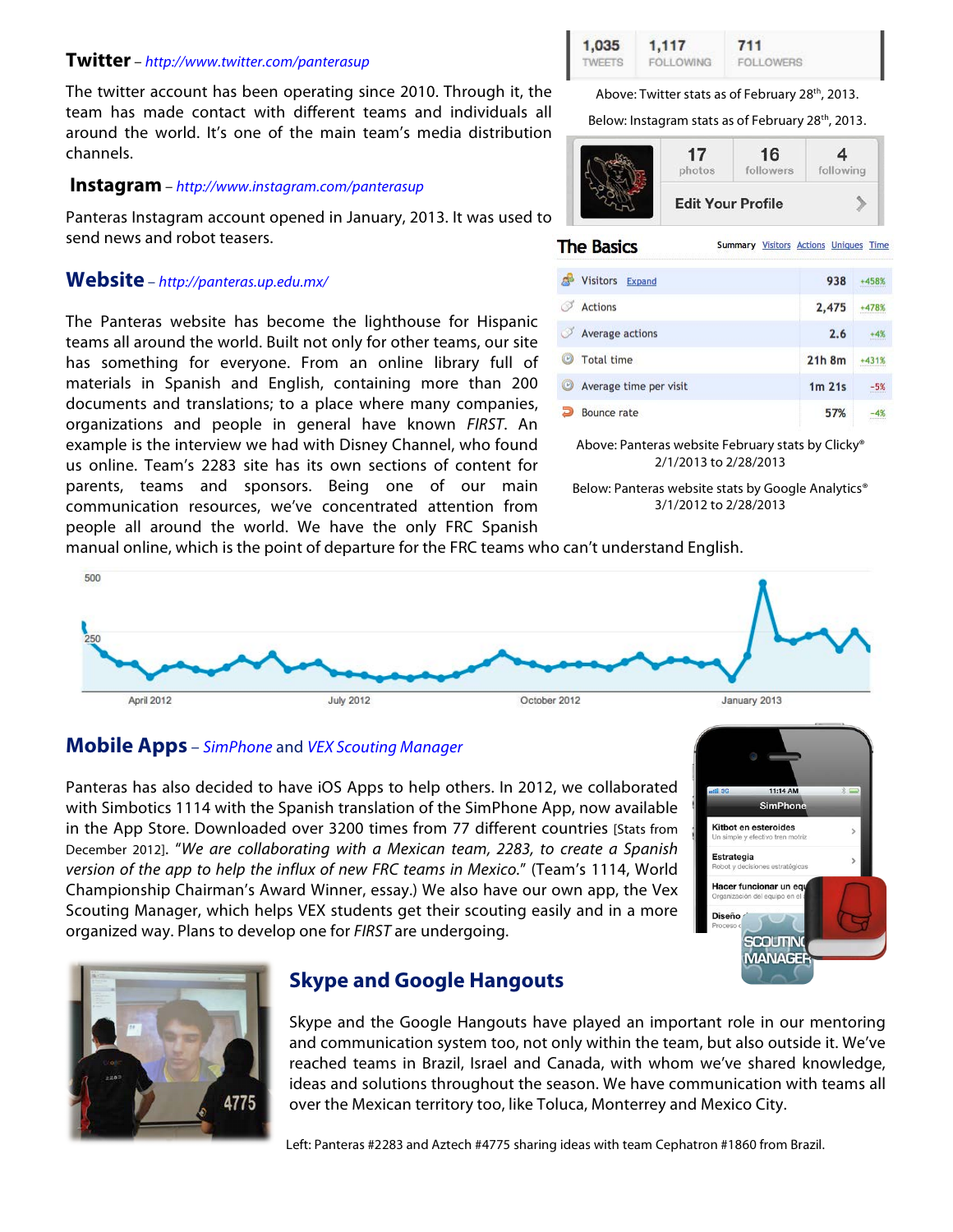## Twitter – *http://www.twitter.com/panterasup*

The twitter account has been operating since 2010. Through it, the team has made contact with different teams and individuals all around the world. It's one of the main team's media distribution channels.

1,035 TWEETS
1,117 FOLLOWING
711 FOLLOWERS

Above: Twitter stats as of February 28th, 2013.

## Instagram – *http://www.instagram.com/panterasup*

Panteras Instagram account opened in January, 2013. It was used to send news and robot teasers.

Below: Instagram stats as of February 28th, 2013.

17 photos
16 followers
4 following
Edit Your Profile

## Website – *http://panteras.up.edu.mx/*

The Panteras website has become the lighthouse for Hispanic teams all around the world. Built not only for other teams, our site has something for everyone. From an online library full of materials in Spanish and English, containing more than 200 documents and translations; to a place where many companies, organizations and people in general have known *FIRST*. An example is the interview we had with Disney Channel, who found us online. Team's 2283 site has its own sections of content for parents, teams and sponsors. Being one of our main communication resources, we've concentrated attention from people all around the world. We have the only FRC Spanish manual online, which is the point of departure for the FRC teams who can't understand English.

**The Basics** — Summary Visitors Actions Uniques Time

| | | |
|---|---|---|
| Visitors Expand | 938 | +458% |
| Actions | 2,475 | +478% |
| Average actions | 2.6 | +4% |
| Total time | 21h 8m | +431% |
| Average time per visit | 1m 21s | -5% |
| Bounce rate | 57% | -4% |

Above: Panteras website February stats by Clicky® 2/1/2013 to 2/28/2013

Below: Panteras website stats by Google Analytics® 3/1/2012 to 2/28/2013

500
250
April 2012
July 2012
October 2012
January 2013

## Mobile Apps – *SimPhone* and *VEX Scouting Manager*

Panteras has also decided to have iOS Apps to help others. In 2012, we collaborated with Simbotics 1114 with the Spanish translation of the SimPhone App, now available in the App Store. Downloaded over 3200 times from 77 different countries [Stats from December 2012]. "*We are collaborating with a Mexican team, 2283, to create a Spanish version of the app to help the influx of new FRC teams in Mexico.*" (Team's 1114, World Championship Chairman's Award Winner, essay.) We also have our own app, the Vex Scouting Manager, which helps VEX students get their scouting easily and in a more organized way. Plans to develop one for *FIRST* are undergoing.

## Skype and Google Hangouts

Skype and the Google Hangouts have played an important role in our mentoring and communication system too, not only within the team, but also outside it. We've reached teams in Brazil, Israel and Canada, with whom we've shared knowledge, ideas and solutions throughout the season. We have communication with teams all over the Mexican territory too, like Toluca, Monterrey and Mexico City.

Left: Panteras #2283 and Aztech #4775 sharing ideas with team Cephatron #1860 from Brazil.